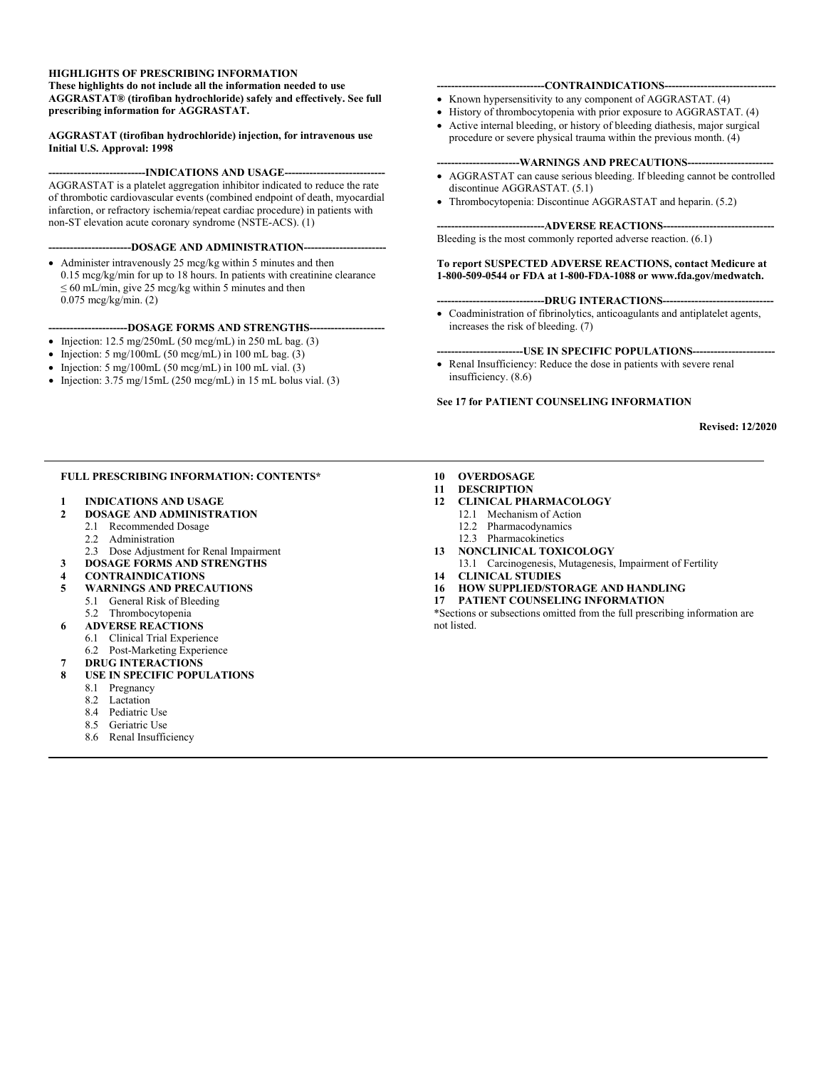**HIGHLIGHTS OF PRESCRIBING INFORMATION**
**These highlights do not include all the information needed to use AGGRASTAT® (tirofiban hydrochloride) safely and effectively. See full prescribing information for AGGRASTAT.**

**AGGRASTAT (tirofiban hydrochloride) injection, for intravenous use**
**Initial U.S. Approval: 1998**

## INDICATIONS AND USAGE

AGGRASTAT is a platelet aggregation inhibitor indicated to reduce the rate of thrombotic cardiovascular events (combined endpoint of death, myocardial infarction, or refractory ischemia/repeat cardiac procedure) in patients with non-ST elevation acute coronary syndrome (NSTE-ACS). (1)

## DOSAGE AND ADMINISTRATION

- Administer intravenously 25 mcg/kg within 5 minutes and then 0.15 mcg/kg/min for up to 18 hours. In patients with creatinine clearance ≤ 60 mL/min, give 25 mcg/kg within 5 minutes and then 0.075 mcg/kg/min. (2)

## DOSAGE FORMS AND STRENGTHS

- Injection: 12.5 mg/250mL (50 mcg/mL) in 250 mL bag. (3)
- Injection: 5 mg/100mL (50 mcg/mL) in 100 mL bag. (3)
- Injection: 5 mg/100mL (50 mcg/mL) in 100 mL vial. (3)
- Injection: 3.75 mg/15mL (250 mcg/mL) in 15 mL bolus vial. (3)

## CONTRAINDICATIONS

- Known hypersensitivity to any component of AGGRASTAT. (4)
- History of thrombocytopenia with prior exposure to AGGRASTAT. (4)
- Active internal bleeding, or history of bleeding diathesis, major surgical procedure or severe physical trauma within the previous month. (4)

## WARNINGS AND PRECAUTIONS

- AGGRASTAT can cause serious bleeding. If bleeding cannot be controlled discontinue AGGRASTAT. (5.1)
- Thrombocytopenia: Discontinue AGGRASTAT and heparin. (5.2)

## ADVERSE REACTIONS

Bleeding is the most commonly reported adverse reaction. (6.1)

**To report SUSPECTED ADVERSE REACTIONS, contact Medicure at 1-800-509-0544 or FDA at 1-800-FDA-1088 or www.fda.gov/medwatch.**

## DRUG INTERACTIONS

- Coadministration of fibrinolytics, anticoagulants and antiplatelet agents, increases the risk of bleeding. (7)

## USE IN SPECIFIC POPULATIONS

- Renal Insufficiency: Reduce the dose in patients with severe renal insufficiency. (8.6)

**See 17 for PATIENT COUNSELING INFORMATION**

**Revised: 12/2020**

---

**FULL PRESCRIBING INFORMATION: CONTENTS***

**1 INDICATIONS AND USAGE**
**2 DOSAGE AND ADMINISTRATION**
- 2.1 Recommended Dosage
- 2.2 Administration
- 2.3 Dose Adjustment for Renal Impairment

**3 DOSAGE FORMS AND STRENGTHS**
**4 CONTRAINDICATIONS**
**5 WARNINGS AND PRECAUTIONS**
- 5.1 General Risk of Bleeding
- 5.2 Thrombocytopenia

**6 ADVERSE REACTIONS**
- 6.1 Clinical Trial Experience
- 6.2 Post-Marketing Experience

**7 DRUG INTERACTIONS**
**8 USE IN SPECIFIC POPULATIONS**
- 8.1 Pregnancy
- 8.2 Lactation
- 8.4 Pediatric Use
- 8.5 Geriatric Use
- 8.6 Renal Insufficiency

**10 OVERDOSAGE**
**11 DESCRIPTION**
**12 CLINICAL PHARMACOLOGY**
- 12.1 Mechanism of Action
- 12.2 Pharmacodynamics
- 12.3 Pharmacokinetics

**13 NONCLINICAL TOXICOLOGY**
- 13.1 Carcinogenesis, Mutagenesis, Impairment of Fertility

**14 CLINICAL STUDIES**
**16 HOW SUPPLIED/STORAGE AND HANDLING**
**17 PATIENT COUNSELING INFORMATION**

*Sections or subsections omitted from the full prescribing information are not listed.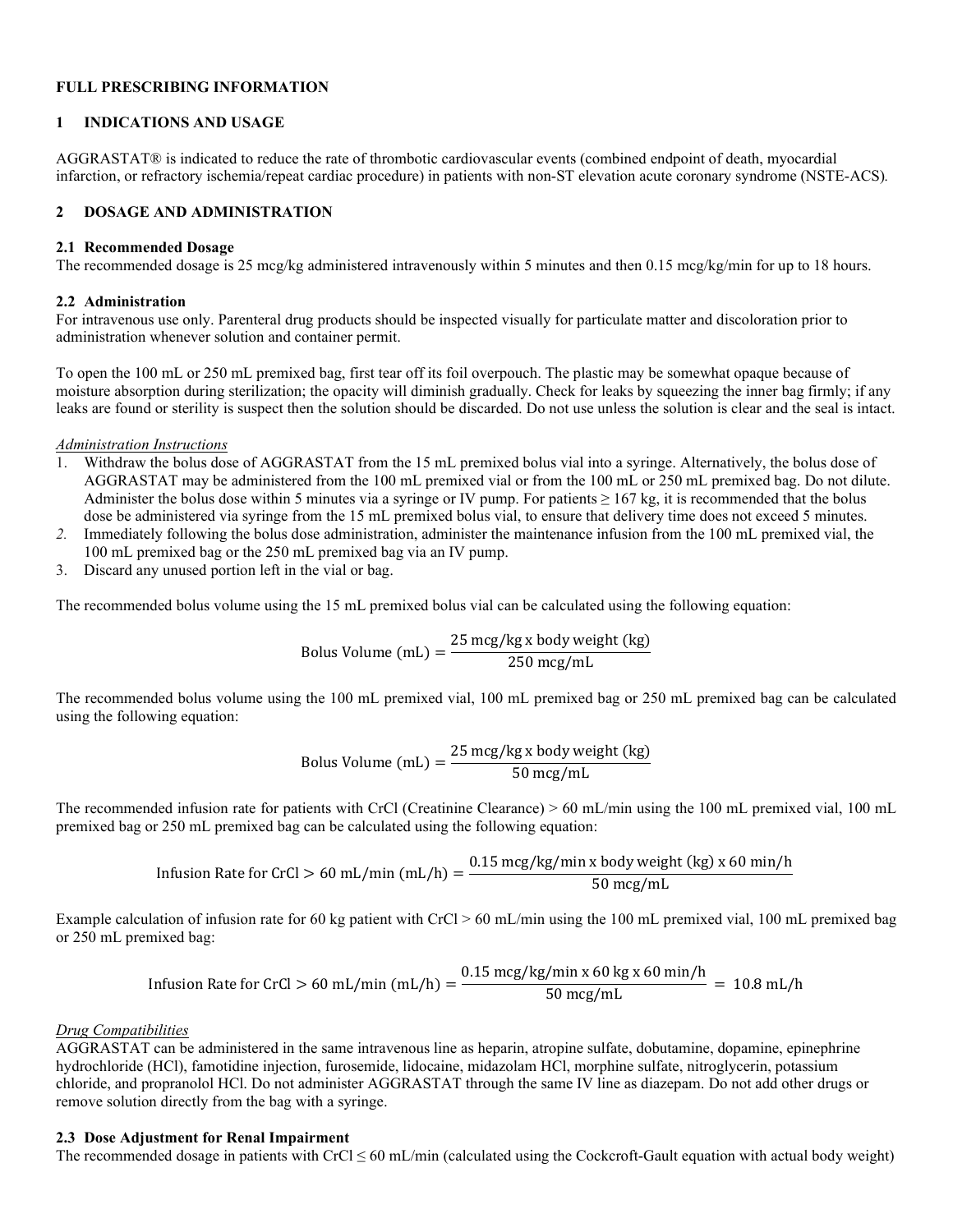# FULL PRESCRIBING INFORMATION

## 1 INDICATIONS AND USAGE

AGGRASTAT® is indicated to reduce the rate of thrombotic cardiovascular events (combined endpoint of death, myocardial infarction, or refractory ischemia/repeat cardiac procedure) in patients with non-ST elevation acute coronary syndrome (NSTE-ACS).

## 2 DOSAGE AND ADMINISTRATION

### 2.1 Recommended Dosage

The recommended dosage is 25 mcg/kg administered intravenously within 5 minutes and then 0.15 mcg/kg/min for up to 18 hours.

### 2.2 Administration

For intravenous use only. Parenteral drug products should be inspected visually for particulate matter and discoloration prior to administration whenever solution and container permit.

To open the 100 mL or 250 mL premixed bag, first tear off its foil overpouch. The plastic may be somewhat opaque because of moisture absorption during sterilization; the opacity will diminish gradually. Check for leaks by squeezing the inner bag firmly; if any leaks are found or sterility is suspect then the solution should be discarded. Do not use unless the solution is clear and the seal is intact.

*Administration Instructions*

1. Withdraw the bolus dose of AGGRASTAT from the 15 mL premixed bolus vial into a syringe. Alternatively, the bolus dose of AGGRASTAT may be administered from the 100 mL premixed vial or from the 100 mL or 250 mL premixed bag. Do not dilute. Administer the bolus dose within 5 minutes via a syringe or IV pump. For patients ≥ 167 kg, it is recommended that the bolus dose be administered via syringe from the 15 mL premixed bolus vial, to ensure that delivery time does not exceed 5 minutes.
2. Immediately following the bolus dose administration, administer the maintenance infusion from the 100 mL premixed vial, the 100 mL premixed bag or the 250 mL premixed bag via an IV pump.
3. Discard any unused portion left in the vial or bag.

The recommended bolus volume using the 15 mL premixed bolus vial can be calculated using the following equation:

$$\text{Bolus Volume (mL)} = \frac{25\ \text{mcg/kg x body weight (kg)}}{250\ \text{mcg/mL}}$$

The recommended bolus volume using the 100 mL premixed vial, 100 mL premixed bag or 250 mL premixed bag can be calculated using the following equation:

$$\text{Bolus Volume (mL)} = \frac{25\ \text{mcg/kg x body weight (kg)}}{50\ \text{mcg/mL}}$$

The recommended infusion rate for patients with CrCl (Creatinine Clearance) > 60 mL/min using the 100 mL premixed vial, 100 mL premixed bag or 250 mL premixed bag can be calculated using the following equation:

$$\text{Infusion Rate for CrCl} > 60\ \text{mL/min (mL/h)} = \frac{0.15\ \text{mcg/kg/min x body weight (kg) x } 60\ \text{min/h}}{50\ \text{mcg/mL}}$$

Example calculation of infusion rate for 60 kg patient with CrCl > 60 mL/min using the 100 mL premixed vial, 100 mL premixed bag or 250 mL premixed bag:

$$\text{Infusion Rate for CrCl} > 60\ \text{mL/min (mL/h)} = \frac{0.15\ \text{mcg/kg/min x } 60\ \text{kg x } 60\ \text{min/h}}{50\ \text{mcg/mL}} = 10.8\ \text{mL/h}$$

*Drug Compatibilities*

AGGRASTAT can be administered in the same intravenous line as heparin, atropine sulfate, dobutamine, dopamine, epinephrine hydrochloride (HCl), famotidine injection, furosemide, lidocaine, midazolam HCl, morphine sulfate, nitroglycerin, potassium chloride, and propranolol HCl. Do not administer AGGRASTAT through the same IV line as diazepam. Do not add other drugs or remove solution directly from the bag with a syringe.

### 2.3 Dose Adjustment for Renal Impairment

The recommended dosage in patients with CrCl ≤ 60 mL/min (calculated using the Cockcroft-Gault equation with actual body weight)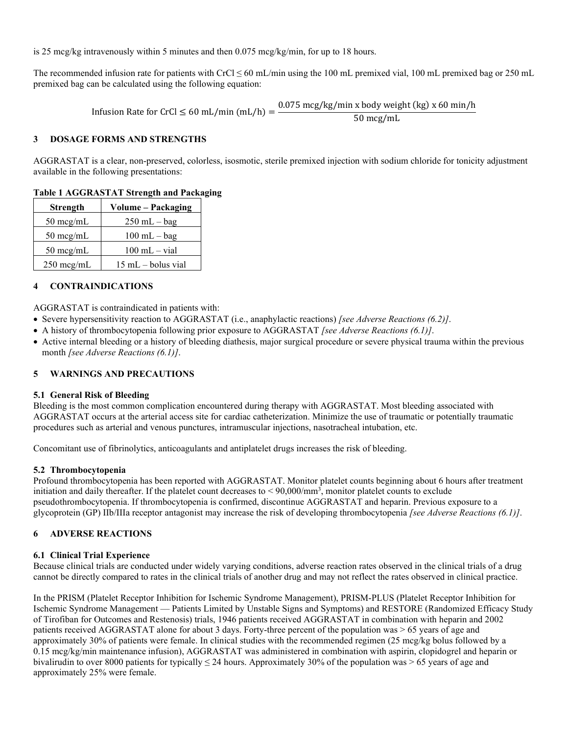is 25 mcg/kg intravenously within 5 minutes and then 0.075 mcg/kg/min, for up to 18 hours.

The recommended infusion rate for patients with CrCl ≤ 60 mL/min using the 100 mL premixed vial, 100 mL premixed bag or 250 mL premixed bag can be calculated using the following equation:

$$\text{Infusion Rate for CrCl} \leq 60 \text{ mL/min (mL/h)} = \frac{0.075 \text{ mcg/kg/min x body weight (kg) x 60 min/h}}{50 \text{ mcg/mL}}$$

## 3 DOSAGE FORMS AND STRENGTHS

AGGRASTAT is a clear, non-preserved, colorless, isosmotic, sterile premixed injection with sodium chloride for tonicity adjustment available in the following presentations:

**Table 1 AGGRASTAT Strength and Packaging**

| Strength | Volume – Packaging |
|---|---|
| 50 mcg/mL | 250 mL – bag |
| 50 mcg/mL | 100 mL – bag |
| 50 mcg/mL | 100 mL – vial |
| 250 mcg/mL | 15 mL – bolus vial |

## 4 CONTRAINDICATIONS

AGGRASTAT is contraindicated in patients with:

- Severe hypersensitivity reaction to AGGRASTAT (i.e., anaphylactic reactions) *[see Adverse Reactions (6.2)]*.
- A history of thrombocytopenia following prior exposure to AGGRASTAT *[see Adverse Reactions (6.1)]*.
- Active internal bleeding or a history of bleeding diathesis, major surgical procedure or severe physical trauma within the previous month *[see Adverse Reactions (6.1)]*.

## 5 WARNINGS AND PRECAUTIONS

### 5.1 General Risk of Bleeding

Bleeding is the most common complication encountered during therapy with AGGRASTAT. Most bleeding associated with AGGRASTAT occurs at the arterial access site for cardiac catheterization. Minimize the use of traumatic or potentially traumatic procedures such as arterial and venous punctures, intramuscular injections, nasotracheal intubation, etc.

Concomitant use of fibrinolytics, anticoagulants and antiplatelet drugs increases the risk of bleeding.

### 5.2 Thrombocytopenia

Profound thrombocytopenia has been reported with AGGRASTAT. Monitor platelet counts beginning about 6 hours after treatment initiation and daily thereafter. If the platelet count decreases to < 90,000/mm$^3$, monitor platelet counts to exclude pseudothrombocytopenia. If thrombocytopenia is confirmed, discontinue AGGRASTAT and heparin. Previous exposure to a glycoprotein (GP) IIb/IIIa receptor antagonist may increase the risk of developing thrombocytopenia *[see Adverse Reactions (6.1)]*.

## 6 ADVERSE REACTIONS

### 6.1 Clinical Trial Experience

Because clinical trials are conducted under widely varying conditions, adverse reaction rates observed in the clinical trials of a drug cannot be directly compared to rates in the clinical trials of another drug and may not reflect the rates observed in clinical practice.

In the PRISM (Platelet Receptor Inhibition for Ischemic Syndrome Management), PRISM-PLUS (Platelet Receptor Inhibition for Ischemic Syndrome Management — Patients Limited by Unstable Signs and Symptoms) and RESTORE (Randomized Efficacy Study of Tirofiban for Outcomes and Restenosis) trials, 1946 patients received AGGRASTAT in combination with heparin and 2002 patients received AGGRASTAT alone for about 3 days. Forty-three percent of the population was > 65 years of age and approximately 30% of patients were female. In clinical studies with the recommended regimen (25 mcg/kg bolus followed by a 0.15 mcg/kg/min maintenance infusion), AGGRASTAT was administered in combination with aspirin, clopidogrel and heparin or bivalirudin to over 8000 patients for typically ≤ 24 hours. Approximately 30% of the population was > 65 years of age and approximately 25% were female.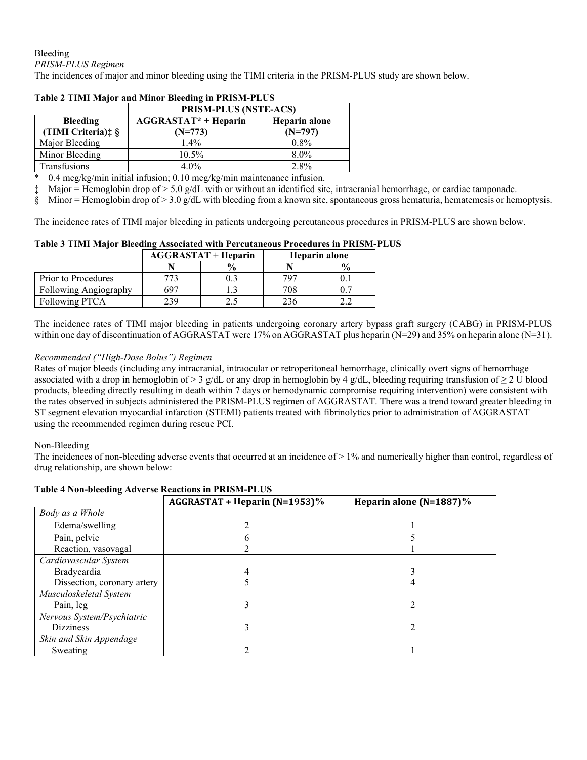Bleeding

*PRISM-PLUS Regimen*

The incidences of major and minor bleeding using the TIMI criteria in the PRISM-PLUS study are shown below.

**Table 2 TIMI Major and Minor Bleeding in PRISM-PLUS**

| | PRISM-PLUS (NSTE-ACS) | |
|---|---|---|
| **Bleeding (TIMI Criteria)‡ §** | **AGGRASTAT* + Heparin (N=773)** | **Heparin alone (N=797)** |
| Major Bleeding | 1.4% | 0.8% |
| Minor Bleeding | 10.5% | 8.0% |
| Transfusions | 4.0% | 2.8% |

\* 0.4 mcg/kg/min initial infusion; 0.10 mcg/kg/min maintenance infusion.

‡ Major = Hemoglobin drop of > 5.0 g/dL with or without an identified site, intracranial hemorrhage, or cardiac tamponade.

§ Minor = Hemoglobin drop of > 3.0 g/dL with bleeding from a known site, spontaneous gross hematuria, hematemesis or hemoptysis.

The incidence rates of TIMI major bleeding in patients undergoing percutaneous procedures in PRISM-PLUS are shown below.

**Table 3 TIMI Major Bleeding Associated with Percutaneous Procedures in PRISM-PLUS**

| | AGGRASTAT + Heparin | | Heparin alone | |
|---|---|---|---|---|
| | **N** | **%** | **N** | **%** |
| Prior to Procedures | 773 | 0.3 | 797 | 0.1 |
| Following Angiography | 697 | 1.3 | 708 | 0.7 |
| Following PTCA | 239 | 2.5 | 236 | 2.2 |

The incidence rates of TIMI major bleeding in patients undergoing coronary artery bypass graft surgery (CABG) in PRISM-PLUS within one day of discontinuation of AGGRASTAT were 17% on AGGRASTAT plus heparin (N=29) and 35% on heparin alone (N=31).

*Recommended ("High-Dose Bolus") Regimen*

Rates of major bleeds (including any intracranial, intraocular or retroperitoneal hemorrhage, clinically overt signs of hemorrhage associated with a drop in hemoglobin of > 3 g/dL or any drop in hemoglobin by 4 g/dL, bleeding requiring transfusion of ≥ 2 U blood products, bleeding directly resulting in death within 7 days or hemodynamic compromise requiring intervention) were consistent with the rates observed in subjects administered the PRISM-PLUS regimen of AGGRASTAT. There was a trend toward greater bleeding in ST segment elevation myocardial infarction (STEMI) patients treated with fibrinolytics prior to administration of AGGRASTAT using the recommended regimen during rescue PCI.

Non-Bleeding

The incidences of non-bleeding adverse events that occurred at an incidence of > 1% and numerically higher than control, regardless of drug relationship, are shown below:

**Table 4 Non-bleeding Adverse Reactions in PRISM-PLUS**

| | **AGGRASTAT + Heparin (N=1953)%** | **Heparin alone (N=1887)%** |
|---|---|---|
| *Body as a Whole* | | |
| Edema/swelling | 2 | 1 |
| Pain, pelvic | 6 | 5 |
| Reaction, vasovagal | 2 | 1 |
| *Cardiovascular System* | | |
| Bradycardia | 4 | 3 |
| Dissection, coronary artery | 5 | 4 |
| *Musculoskeletal System* | | |
| Pain, leg | 3 | 2 |
| *Nervous System/Psychiatric* | | |
| Dizziness | 3 | 2 |
| *Skin and Skin Appendage* | | |
| Sweating | 2 | 1 |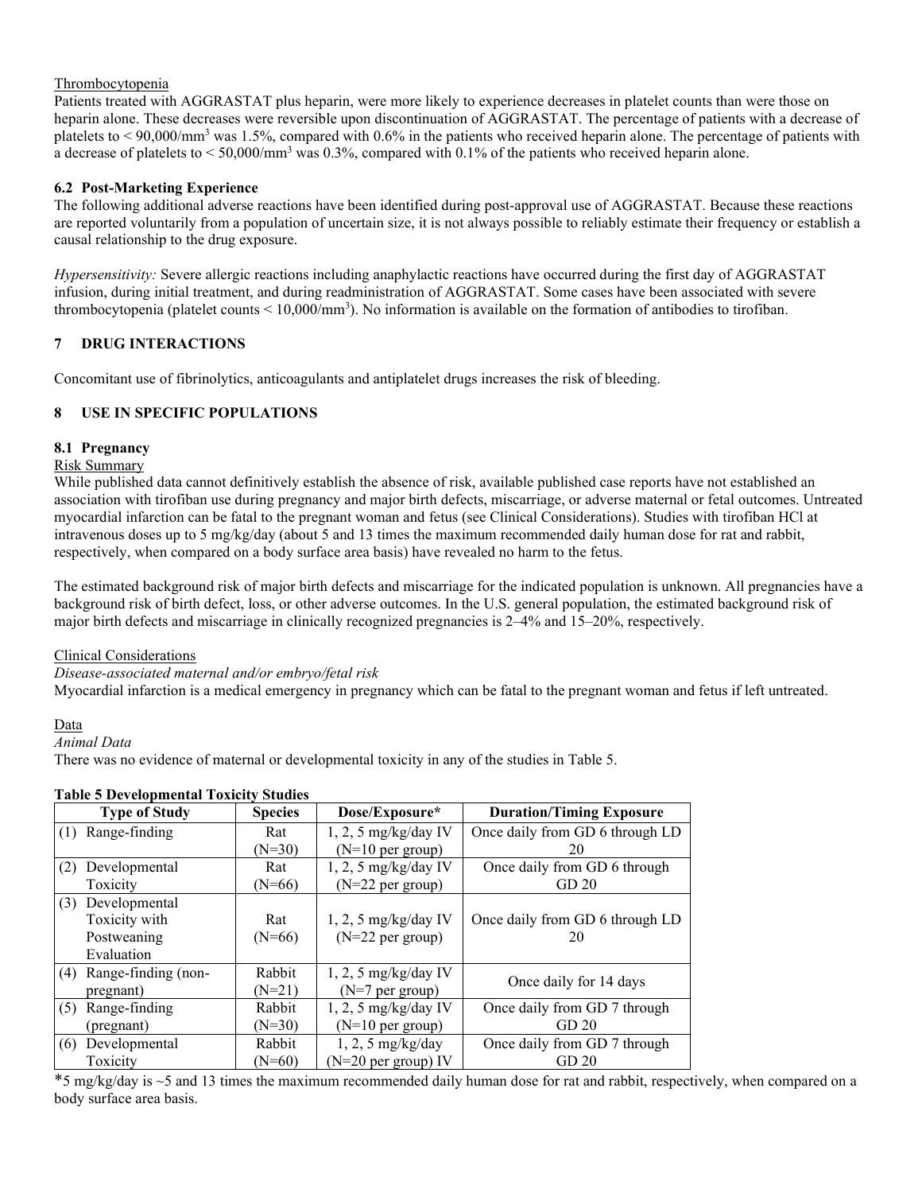Thrombocytopenia

Patients treated with AGGRASTAT plus heparin, were more likely to experience decreases in platelet counts than were those on heparin alone. These decreases were reversible upon discontinuation of AGGRASTAT. The percentage of patients with a decrease of platelets to < 90,000/mm$^3$ was 1.5%, compared with 0.6% in the patients who received heparin alone. The percentage of patients with a decrease of platelets to < 50,000/mm$^3$ was 0.3%, compared with 0.1% of the patients who received heparin alone.

### 6.2 Post-Marketing Experience

The following additional adverse reactions have been identified during post-approval use of AGGRASTAT. Because these reactions are reported voluntarily from a population of uncertain size, it is not always possible to reliably estimate their frequency or establish a causal relationship to the drug exposure.

*Hypersensitivity:* Severe allergic reactions including anaphylactic reactions have occurred during the first day of AGGRASTAT infusion, during initial treatment, and during readministration of AGGRASTAT. Some cases have been associated with severe thrombocytopenia (platelet counts < 10,000/mm$^3$). No information is available on the formation of antibodies to tirofiban.

## 7 DRUG INTERACTIONS

Concomitant use of fibrinolytics, anticoagulants and antiplatelet drugs increases the risk of bleeding.

## 8 USE IN SPECIFIC POPULATIONS

### 8.1 Pregnancy

Risk Summary

While published data cannot definitively establish the absence of risk, available published case reports have not established an association with tirofiban use during pregnancy and major birth defects, miscarriage, or adverse maternal or fetal outcomes. Untreated myocardial infarction can be fatal to the pregnant woman and fetus (see Clinical Considerations). Studies with tirofiban HCl at intravenous doses up to 5 mg/kg/day (about 5 and 13 times the maximum recommended daily human dose for rat and rabbit, respectively, when compared on a body surface area basis) have revealed no harm to the fetus.

The estimated background risk of major birth defects and miscarriage for the indicated population is unknown. All pregnancies have a background risk of birth defect, loss, or other adverse outcomes. In the U.S. general population, the estimated background risk of major birth defects and miscarriage in clinically recognized pregnancies is 2–4% and 15–20%, respectively.

Clinical Considerations

*Disease-associated maternal and/or embryo/fetal risk*

Myocardial infarction is a medical emergency in pregnancy which can be fatal to the pregnant woman and fetus if left untreated.

Data

*Animal Data*

There was no evidence of maternal or developmental toxicity in any of the studies in Table 5.

**Table 5 Developmental Toxicity Studies**

| Type of Study | Species | Dose/Exposure* | Duration/Timing Exposure |
|---|---|---|---|
| (1) Range-finding | Rat (N=30) | 1, 2, 5 mg/kg/day IV (N=10 per group) | Once daily from GD 6 through LD 20 |
| (2) Developmental Toxicity | Rat (N=66) | 1, 2, 5 mg/kg/day IV (N=22 per group) | Once daily from GD 6 through GD 20 |
| (3) Developmental Toxicity with Postweaning Evaluation | Rat (N=66) | 1, 2, 5 mg/kg/day IV (N=22 per group) | Once daily from GD 6 through LD 20 |
| (4) Range-finding (non-pregnant) | Rabbit (N=21) | 1, 2, 5 mg/kg/day IV (N=7 per group) | Once daily for 14 days |
| (5) Range-finding (pregnant) | Rabbit (N=30) | 1, 2, 5 mg/kg/day IV (N=10 per group) | Once daily from GD 7 through GD 20 |
| (6) Developmental Toxicity | Rabbit (N=60) | 1, 2, 5 mg/kg/day (N=20 per group) IV | Once daily from GD 7 through GD 20 |

*5 mg/kg/day is ~5 and 13 times the maximum recommended daily human dose for rat and rabbit, respectively, when compared on a body surface area basis.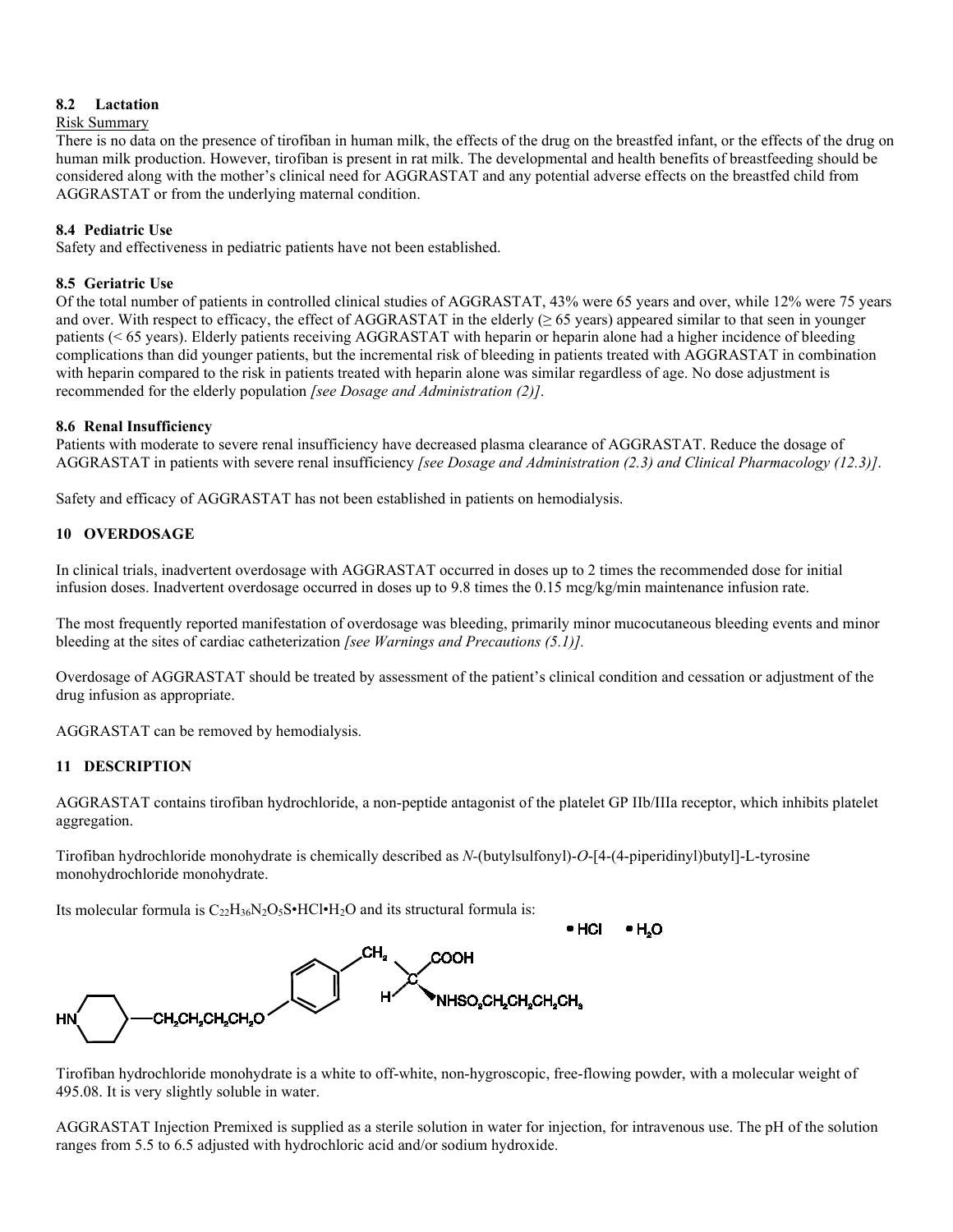### 8.2 Lactation

Risk Summary

There is no data on the presence of tirofiban in human milk, the effects of the drug on the breastfed infant, or the effects of the drug on human milk production. However, tirofiban is present in rat milk. The developmental and health benefits of breastfeeding should be considered along with the mother's clinical need for AGGRASTAT and any potential adverse effects on the breastfed child from AGGRASTAT or from the underlying maternal condition.

### 8.4 Pediatric Use

Safety and effectiveness in pediatric patients have not been established.

### 8.5 Geriatric Use

Of the total number of patients in controlled clinical studies of AGGRASTAT, 43% were 65 years and over, while 12% were 75 years and over. With respect to efficacy, the effect of AGGRASTAT in the elderly (≥ 65 years) appeared similar to that seen in younger patients (< 65 years). Elderly patients receiving AGGRASTAT with heparin or heparin alone had a higher incidence of bleeding complications than did younger patients, but the incremental risk of bleeding in patients treated with AGGRASTAT in combination with heparin compared to the risk in patients treated with heparin alone was similar regardless of age. No dose adjustment is recommended for the elderly population *[see Dosage and Administration (2)]*.

### 8.6 Renal Insufficiency

Patients with moderate to severe renal insufficiency have decreased plasma clearance of AGGRASTAT. Reduce the dosage of AGGRASTAT in patients with severe renal insufficiency *[see Dosage and Administration (2.3) and Clinical Pharmacology (12.3)]*.

Safety and efficacy of AGGRASTAT has not been established in patients on hemodialysis.

## 10 OVERDOSAGE

In clinical trials, inadvertent overdosage with AGGRASTAT occurred in doses up to 2 times the recommended dose for initial infusion doses. Inadvertent overdosage occurred in doses up to 9.8 times the 0.15 mcg/kg/min maintenance infusion rate.

The most frequently reported manifestation of overdosage was bleeding, primarily minor mucocutaneous bleeding events and minor bleeding at the sites of cardiac catheterization *[see Warnings and Precautions (5.1)].*

Overdosage of AGGRASTAT should be treated by assessment of the patient's clinical condition and cessation or adjustment of the drug infusion as appropriate.

AGGRASTAT can be removed by hemodialysis.

## 11 DESCRIPTION

AGGRASTAT contains tirofiban hydrochloride, a non-peptide antagonist of the platelet GP IIb/IIIa receptor, which inhibits platelet aggregation.

Tirofiban hydrochloride monohydrate is chemically described as *N*-(butylsulfonyl)-*O*-[4-(4-piperidinyl)butyl]-L-tyrosine monohydrochloride monohydrate.

Its molecular formula is $C_{22}H_{36}N_2O_5S•HCl•H_2O$ and its structural formula is:

Tirofiban hydrochloride monohydrate is a white to off-white, non-hygroscopic, free-flowing powder, with a molecular weight of 495.08. It is very slightly soluble in water.

AGGRASTAT Injection Premixed is supplied as a sterile solution in water for injection, for intravenous use. The pH of the solution ranges from 5.5 to 6.5 adjusted with hydrochloric acid and/or sodium hydroxide.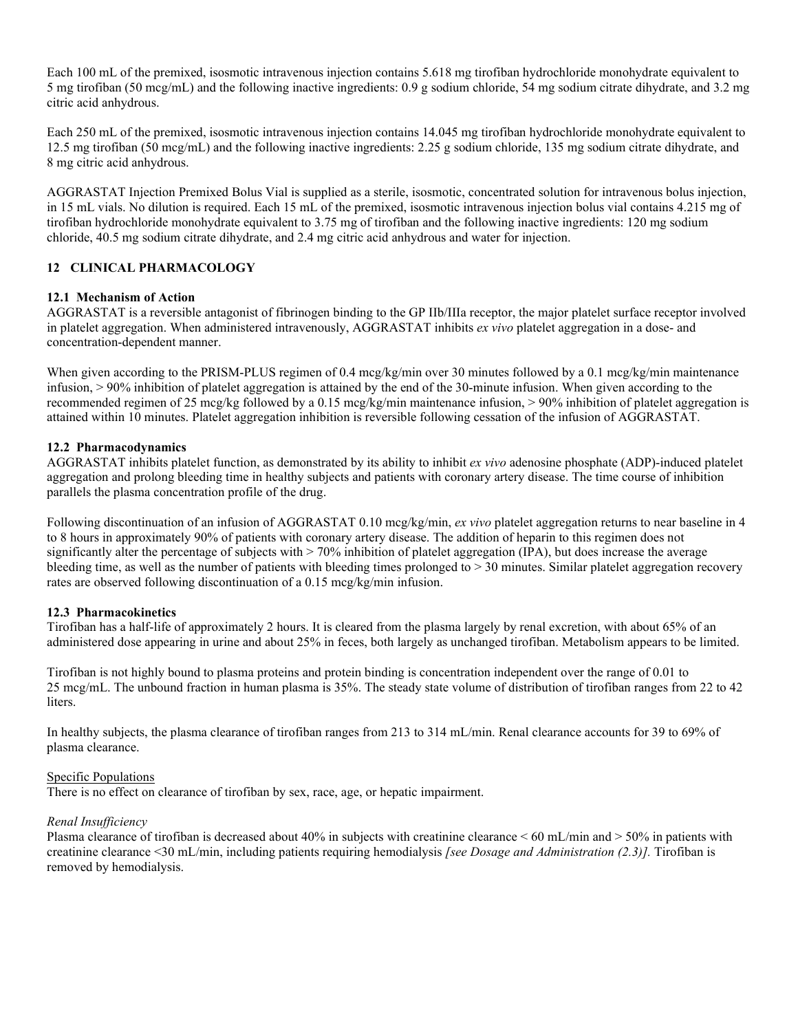Each 100 mL of the premixed, isosmotic intravenous injection contains 5.618 mg tirofiban hydrochloride monohydrate equivalent to 5 mg tirofiban (50 mcg/mL) and the following inactive ingredients: 0.9 g sodium chloride, 54 mg sodium citrate dihydrate, and 3.2 mg citric acid anhydrous.

Each 250 mL of the premixed, isosmotic intravenous injection contains 14.045 mg tirofiban hydrochloride monohydrate equivalent to 12.5 mg tirofiban (50 mcg/mL) and the following inactive ingredients: 2.25 g sodium chloride, 135 mg sodium citrate dihydrate, and 8 mg citric acid anhydrous.

AGGRASTAT Injection Premixed Bolus Vial is supplied as a sterile, isosmotic, concentrated solution for intravenous bolus injection, in 15 mL vials. No dilution is required. Each 15 mL of the premixed, isosmotic intravenous injection bolus vial contains 4.215 mg of tirofiban hydrochloride monohydrate equivalent to 3.75 mg of tirofiban and the following inactive ingredients: 120 mg sodium chloride, 40.5 mg sodium citrate dihydrate, and 2.4 mg citric acid anhydrous and water for injection.

## 12 CLINICAL PHARMACOLOGY

### 12.1 Mechanism of Action

AGGRASTAT is a reversible antagonist of fibrinogen binding to the GP IIb/IIIa receptor, the major platelet surface receptor involved in platelet aggregation. When administered intravenously, AGGRASTAT inhibits *ex vivo* platelet aggregation in a dose- and concentration-dependent manner.

When given according to the PRISM-PLUS regimen of 0.4 mcg/kg/min over 30 minutes followed by a 0.1 mcg/kg/min maintenance infusion, > 90% inhibition of platelet aggregation is attained by the end of the 30-minute infusion. When given according to the recommended regimen of 25 mcg/kg followed by a 0.15 mcg/kg/min maintenance infusion, > 90% inhibition of platelet aggregation is attained within 10 minutes. Platelet aggregation inhibition is reversible following cessation of the infusion of AGGRASTAT.

### 12.2 Pharmacodynamics

AGGRASTAT inhibits platelet function, as demonstrated by its ability to inhibit *ex vivo* adenosine phosphate (ADP)-induced platelet aggregation and prolong bleeding time in healthy subjects and patients with coronary artery disease. The time course of inhibition parallels the plasma concentration profile of the drug.

Following discontinuation of an infusion of AGGRASTAT 0.10 mcg/kg/min, *ex vivo* platelet aggregation returns to near baseline in 4 to 8 hours in approximately 90% of patients with coronary artery disease. The addition of heparin to this regimen does not significantly alter the percentage of subjects with > 70% inhibition of platelet aggregation (IPA), but does increase the average bleeding time, as well as the number of patients with bleeding times prolonged to > 30 minutes. Similar platelet aggregation recovery rates are observed following discontinuation of a 0.15 mcg/kg/min infusion.

### 12.3 Pharmacokinetics

Tirofiban has a half-life of approximately 2 hours. It is cleared from the plasma largely by renal excretion, with about 65% of an administered dose appearing in urine and about 25% in feces, both largely as unchanged tirofiban. Metabolism appears to be limited.

Tirofiban is not highly bound to plasma proteins and protein binding is concentration independent over the range of 0.01 to 25 mcg/mL. The unbound fraction in human plasma is 35%. The steady state volume of distribution of tirofiban ranges from 22 to 42 liters.

In healthy subjects, the plasma clearance of tirofiban ranges from 213 to 314 mL/min. Renal clearance accounts for 39 to 69% of plasma clearance.

<u>Specific Populations</u>

There is no effect on clearance of tirofiban by sex, race, age, or hepatic impairment.

*Renal Insufficiency*

Plasma clearance of tirofiban is decreased about 40% in subjects with creatinine clearance < 60 mL/min and > 50% in patients with creatinine clearance <30 mL/min, including patients requiring hemodialysis *[see Dosage and Administration (2.3)].* Tirofiban is removed by hemodialysis.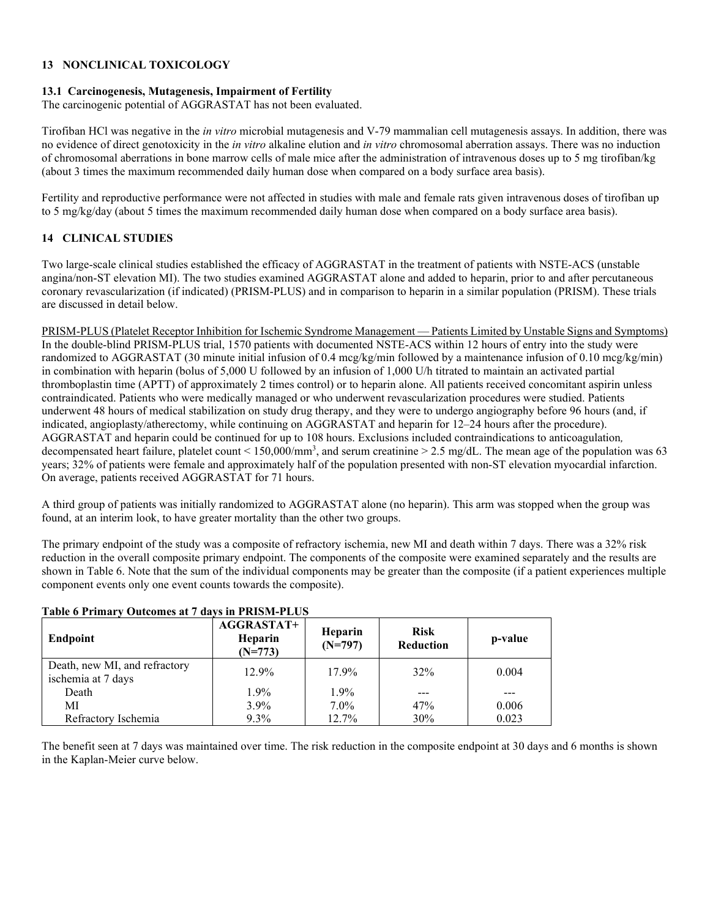## 13 NONCLINICAL TOXICOLOGY

### 13.1 Carcinogenesis, Mutagenesis, Impairment of Fertility

The carcinogenic potential of AGGRASTAT has not been evaluated.

Tirofiban HCl was negative in the *in vitro* microbial mutagenesis and V-79 mammalian cell mutagenesis assays. In addition, there was no evidence of direct genotoxicity in the *in vitro* alkaline elution and *in vitro* chromosomal aberration assays. There was no induction of chromosomal aberrations in bone marrow cells of male mice after the administration of intravenous doses up to 5 mg tirofiban/kg (about 3 times the maximum recommended daily human dose when compared on a body surface area basis).

Fertility and reproductive performance were not affected in studies with male and female rats given intravenous doses of tirofiban up to 5 mg/kg/day (about 5 times the maximum recommended daily human dose when compared on a body surface area basis).

## 14 CLINICAL STUDIES

Two large-scale clinical studies established the efficacy of AGGRASTAT in the treatment of patients with NSTE-ACS (unstable angina/non-ST elevation MI). The two studies examined AGGRASTAT alone and added to heparin, prior to and after percutaneous coronary revascularization (if indicated) (PRISM-PLUS) and in comparison to heparin in a similar population (PRISM). These trials are discussed in detail below.

PRISM-PLUS (Platelet Receptor Inhibition for Ischemic Syndrome Management — Patients Limited by Unstable Signs and Symptoms)

In the double-blind PRISM-PLUS trial, 1570 patients with documented NSTE-ACS within 12 hours of entry into the study were randomized to AGGRASTAT (30 minute initial infusion of 0.4 mcg/kg/min followed by a maintenance infusion of 0.10 mcg/kg/min) in combination with heparin (bolus of 5,000 U followed by an infusion of 1,000 U/h titrated to maintain an activated partial thromboplastin time (APTT) of approximately 2 times control) or to heparin alone. All patients received concomitant aspirin unless contraindicated. Patients who were medically managed or who underwent revascularization procedures were studied. Patients underwent 48 hours of medical stabilization on study drug therapy, and they were to undergo angiography before 96 hours (and, if indicated, angioplasty/atherectomy, while continuing on AGGRASTAT and heparin for 12–24 hours after the procedure). AGGRASTAT and heparin could be continued for up to 108 hours. Exclusions included contraindications to anticoagulation, decompensated heart failure, platelet count < 150,000/mm$^3$, and serum creatinine > 2.5 mg/dL. The mean age of the population was 63 years; 32% of patients were female and approximately half of the population presented with non-ST elevation myocardial infarction. On average, patients received AGGRASTAT for 71 hours.

A third group of patients was initially randomized to AGGRASTAT alone (no heparin). This arm was stopped when the group was found, at an interim look, to have greater mortality than the other two groups.

The primary endpoint of the study was a composite of refractory ischemia, new MI and death within 7 days. There was a 32% risk reduction in the overall composite primary endpoint. The components of the composite were examined separately and the results are shown in Table 6. Note that the sum of the individual components may be greater than the composite (if a patient experiences multiple component events only one event counts towards the composite).

**Table 6 Primary Outcomes at 7 days in PRISM-PLUS**

| Endpoint | AGGRASTAT+ Heparin (N=773) | Heparin (N=797) | Risk Reduction | p-value |
|---|---|---|---|---|
| Death, new MI, and refractory ischemia at 7 days | 12.9% | 17.9% | 32% | 0.004 |
| Death | 1.9% | 1.9% | --- | --- |
| MI | 3.9% | 7.0% | 47% | 0.006 |
| Refractory Ischemia | 9.3% | 12.7% | 30% | 0.023 |

The benefit seen at 7 days was maintained over time. The risk reduction in the composite endpoint at 30 days and 6 months is shown in the Kaplan-Meier curve below.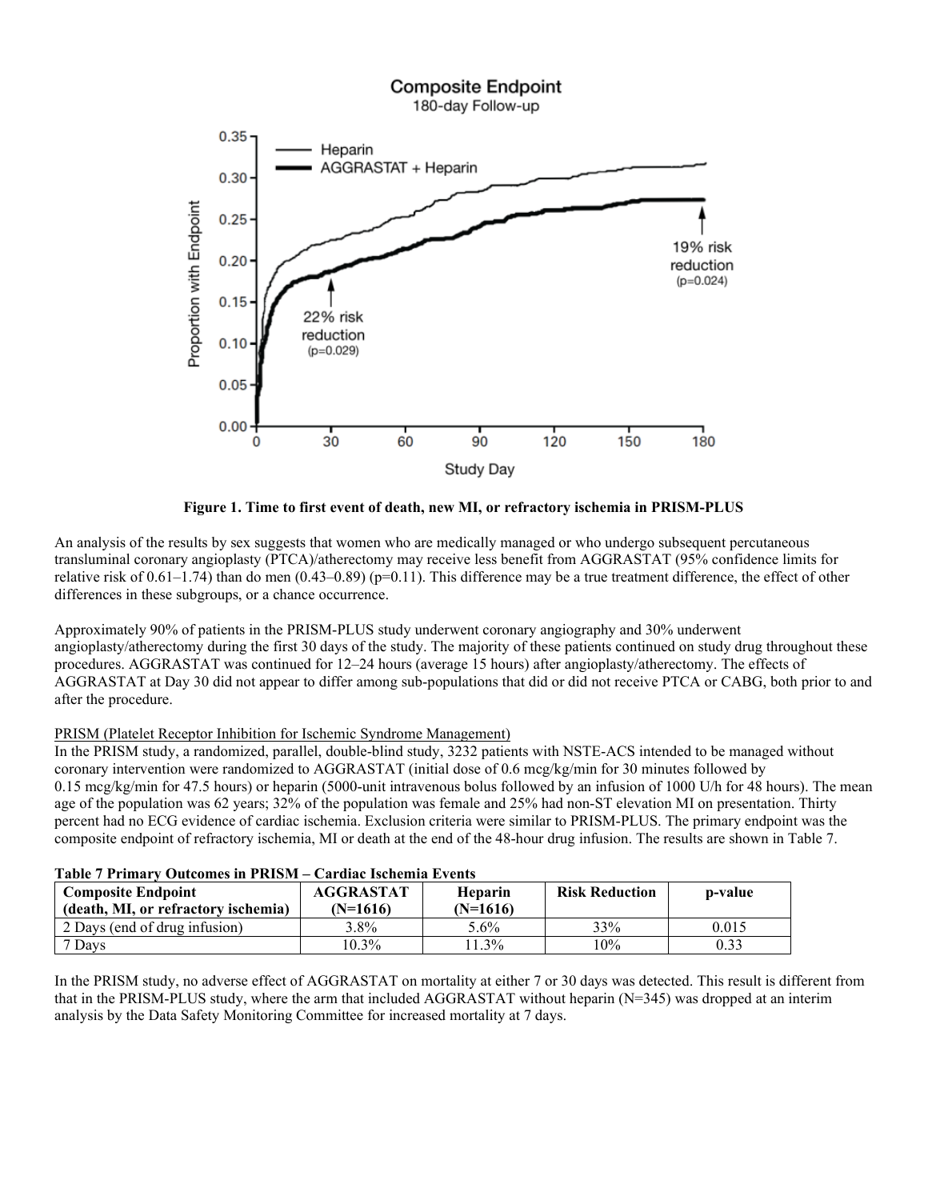**Figure 1. Time to first event of death, new MI, or refractory ischemia in PRISM-PLUS**

An analysis of the results by sex suggests that women who are medically managed or who undergo subsequent percutaneous transluminal coronary angioplasty (PTCA)/atherectomy may receive less benefit from AGGRASTAT (95% confidence limits for relative risk of 0.61–1.74) than do men (0.43–0.89) (p=0.11). This difference may be a true treatment difference, the effect of other differences in these subgroups, or a chance occurrence.

Approximately 90% of patients in the PRISM-PLUS study underwent coronary angiography and 30% underwent angioplasty/atherectomy during the first 30 days of the study. The majority of these patients continued on study drug throughout these procedures. AGGRASTAT was continued for 12–24 hours (average 15 hours) after angioplasty/atherectomy. The effects of AGGRASTAT at Day 30 did not appear to differ among sub-populations that did or did not receive PTCA or CABG, both prior to and after the procedure.

PRISM (Platelet Receptor Inhibition for Ischemic Syndrome Management)

In the PRISM study, a randomized, parallel, double-blind study, 3232 patients with NSTE-ACS intended to be managed without coronary intervention were randomized to AGGRASTAT (initial dose of 0.6 mcg/kg/min for 30 minutes followed by 0.15 mcg/kg/min for 47.5 hours) or heparin (5000-unit intravenous bolus followed by an infusion of 1000 U/h for 48 hours). The mean age of the population was 62 years; 32% of the population was female and 25% had non-ST elevation MI on presentation. Thirty percent had no ECG evidence of cardiac ischemia. Exclusion criteria were similar to PRISM-PLUS. The primary endpoint was the composite endpoint of refractory ischemia, MI or death at the end of the 48-hour drug infusion. The results are shown in Table 7.

**Table 7 Primary Outcomes in PRISM – Cardiac Ischemia Events**

| Composite Endpoint (death, MI, or refractory ischemia) | AGGRASTAT (N=1616) | Heparin (N=1616) | Risk Reduction | p-value |
|---|---|---|---|---|
| 2 Days (end of drug infusion) | 3.8% | 5.6% | 33% | 0.015 |
| 7 Days | 10.3% | 11.3% | 10% | 0.33 |

In the PRISM study, no adverse effect of AGGRASTAT on mortality at either 7 or 30 days was detected. This result is different from that in the PRISM-PLUS study, where the arm that included AGGRASTAT without heparin (N=345) was dropped at an interim analysis by the Data Safety Monitoring Committee for increased mortality at 7 days.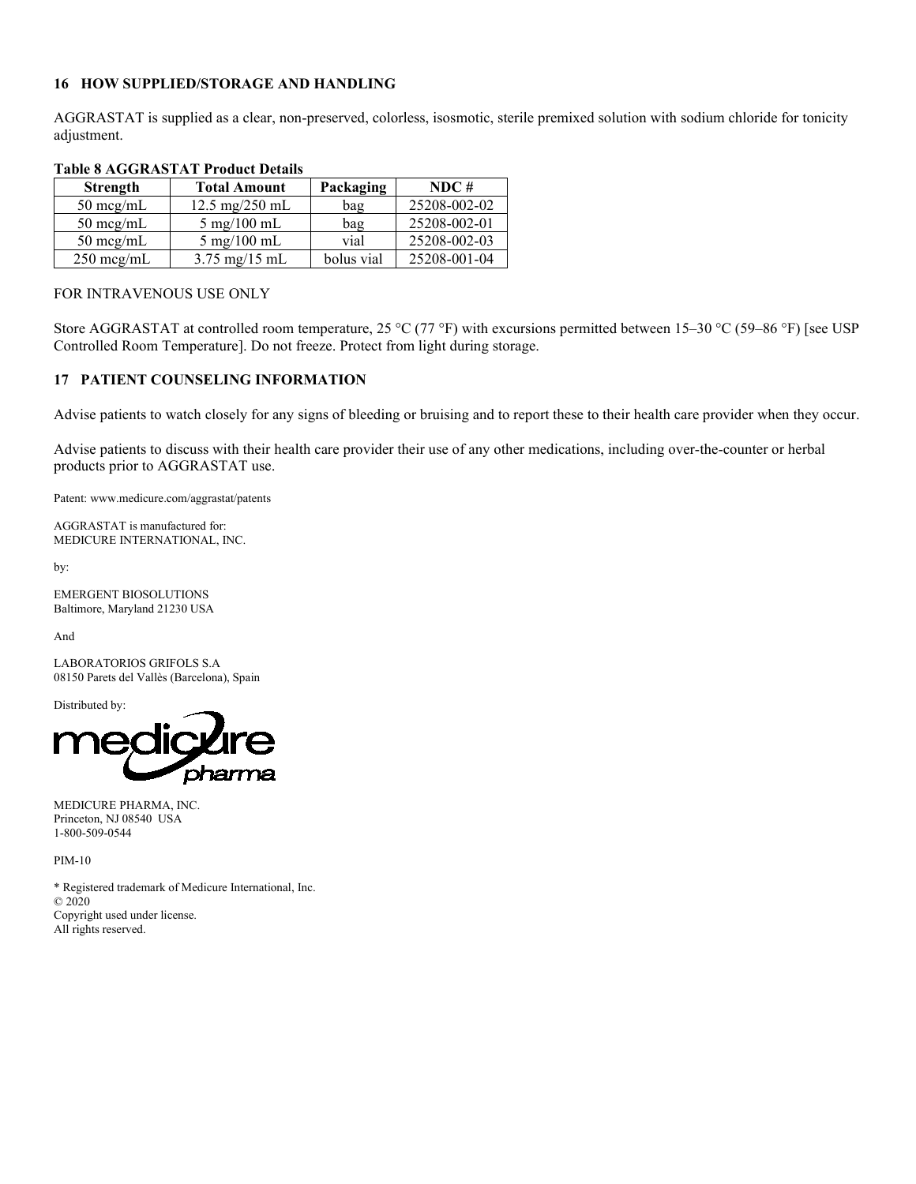## 16 HOW SUPPLIED/STORAGE AND HANDLING

AGGRASTAT is supplied as a clear, non-preserved, colorless, isosmotic, sterile premixed solution with sodium chloride for tonicity adjustment.

**Table 8 AGGRASTAT Product Details**

| Strength | Total Amount | Packaging | NDC # |
|---|---|---|---|
| 50 mcg/mL | 12.5 mg/250 mL | bag | 25208-002-02 |
| 50 mcg/mL | 5 mg/100 mL | bag | 25208-002-01 |
| 50 mcg/mL | 5 mg/100 mL | vial | 25208-002-03 |
| 250 mcg/mL | 3.75 mg/15 mL | bolus vial | 25208-001-04 |

FOR INTRAVENOUS USE ONLY

Store AGGRASTAT at controlled room temperature, 25 °C (77 °F) with excursions permitted between 15–30 °C (59–86 °F) [see USP Controlled Room Temperature]. Do not freeze. Protect from light during storage.

## 17 PATIENT COUNSELING INFORMATION

Advise patients to watch closely for any signs of bleeding or bruising and to report these to their health care provider when they occur.

Advise patients to discuss with their health care provider their use of any other medications, including over-the-counter or herbal products prior to AGGRASTAT use.

Patent: www.medicure.com/aggrastat/patents

AGGRASTAT is manufactured for:
MEDICURE INTERNATIONAL, INC.

by:

EMERGENT BIOSOLUTIONS
Baltimore, Maryland 21230 USA

And

LABORATORIOS GRIFOLS S.A
08150 Parets del Vallès (Barcelona), Spain

Distributed by:

medicure pharma

MEDICURE PHARMA, INC.
Princeton, NJ 08540 USA
1-800-509-0544

PIM-10

* Registered trademark of Medicure International, Inc.
© 2020
Copyright used under license.
All rights reserved.